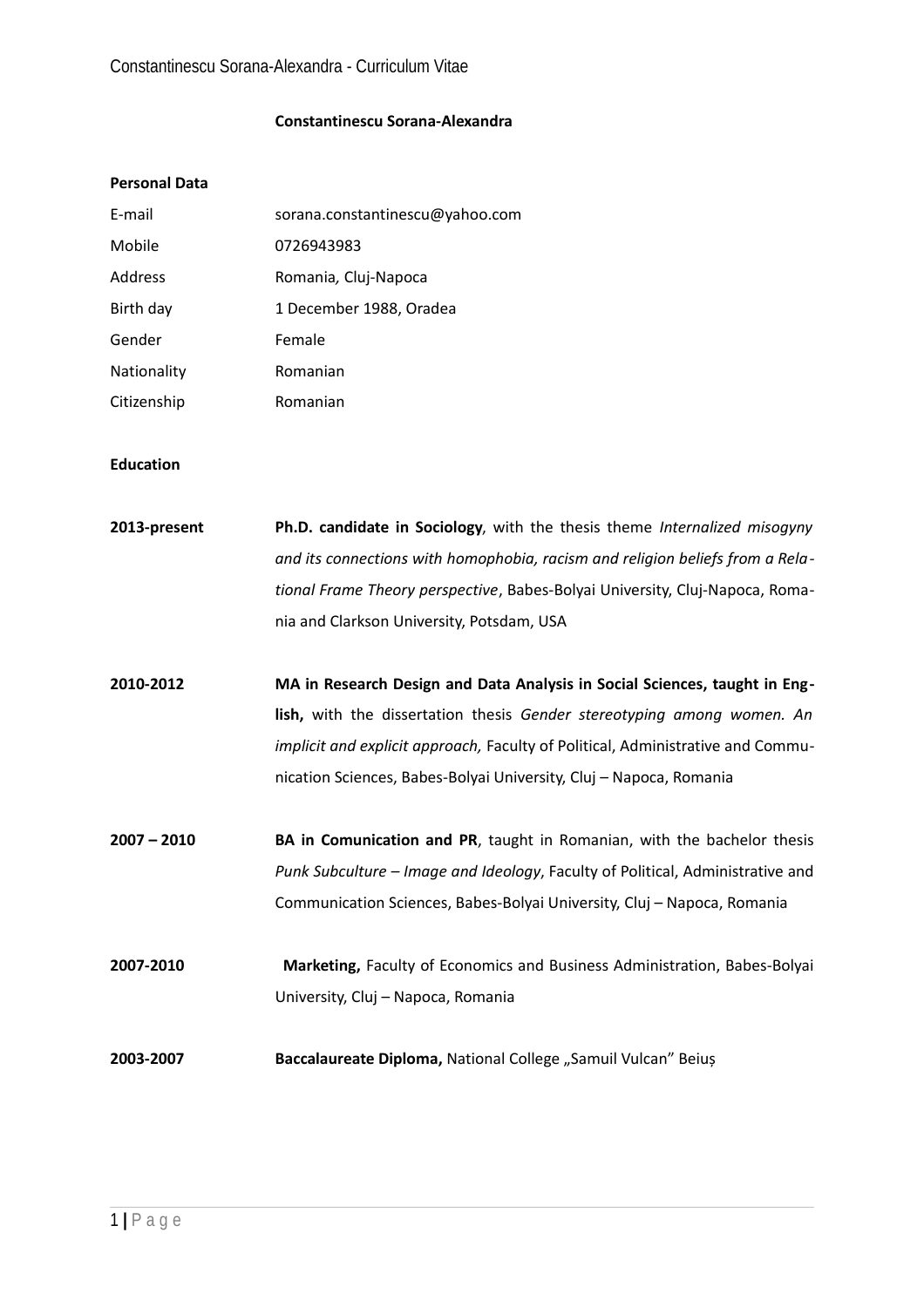# Constantinescu Sorana-Alexandra

## Personal Data

| | |
|---|---|
| E-mail | sorana.constantinescu@yahoo.com |
| Mobile | 0726943983 |
| Address | Romania, Cluj-Napoca |
| Birth day | 1 December 1988, Oradea |
| Gender | Female |
| Nationality | Romanian |
| Citizenship | Romanian |

## Education

**2013-present** **Ph.D. candidate in Sociology**, with the thesis theme *Internalized misogyny and its connections with homophobia, racism and religion beliefs from a Relational Frame Theory perspective*, Babes-Bolyai University, Cluj-Napoca, Romania and Clarkson University, Potsdam, USA

**2010-2012** **MA in Research Design and Data Analysis in Social Sciences, taught in English,** with the dissertation thesis *Gender stereotyping among women. An implicit and explicit approach,* Faculty of Political, Administrative and Communication Sciences, Babes-Bolyai University, Cluj – Napoca, Romania

**2007 – 2010** **BA in Comunication and PR**, taught in Romanian, with the bachelor thesis *Punk Subculture – Image and Ideology*, Faculty of Political, Administrative and Communication Sciences, Babes-Bolyai University, Cluj – Napoca, Romania

**2007-2010** **Marketing,** Faculty of Economics and Business Administration, Babes-Bolyai University, Cluj – Napoca, Romania

**2003-2007** **Baccalaureate Diploma,** National College „Samuil Vulcan" Beiuș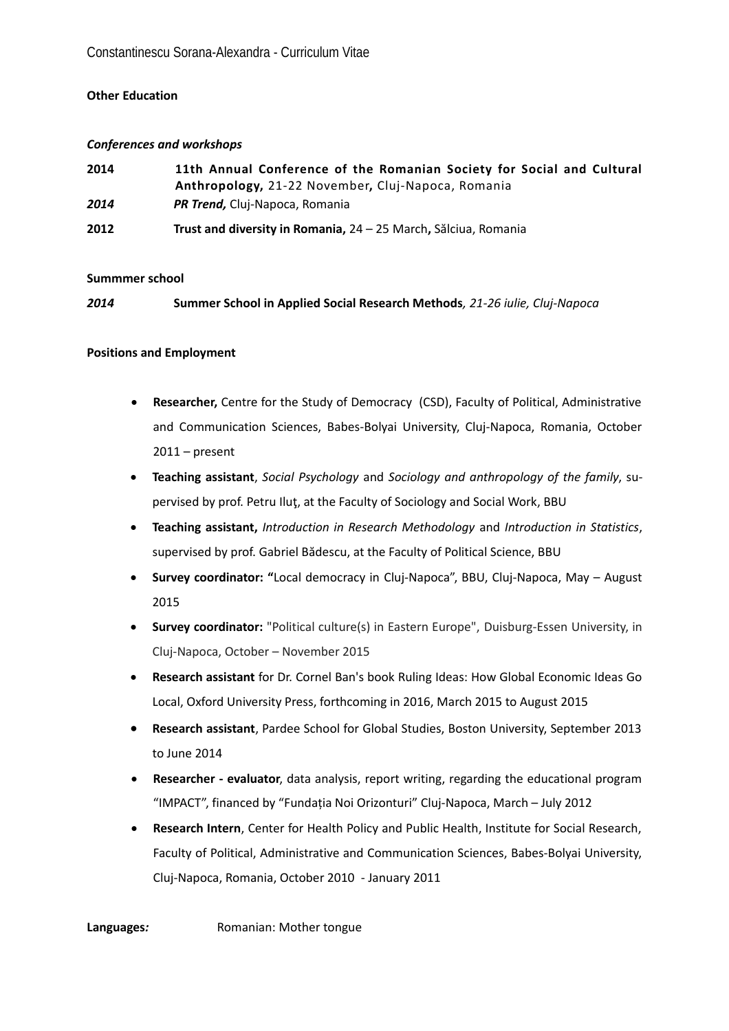**Other Education**

***Conferences and workshops***

**2014** **11th Annual Conference of the Romanian Society for Social and Cultural Anthropology,** 21-22 November**,** Cluj-Napoca, Romania

***2014*** ***PR Trend,*** Cluj-Napoca, Romania

**2012** **Trust and diversity in Romania,** 24 – 25 March**,** Sălciua, Romania

**Summmer school**

***2014*** **Summer School in Applied Social Research Methods***, 21-26 iulie, Cluj-Napoca*

**Positions and Employment**

- **Researcher,** Centre for the Study of Democracy (CSD), Faculty of Political, Administrative and Communication Sciences, Babes-Bolyai University, Cluj-Napoca, Romania, October 2011 – present
- **Teaching assistant**, *Social Psychology* and *Sociology and anthropology of the family*, supervised by prof. Petru Iluţ, at the Faculty of Sociology and Social Work, BBU
- **Teaching assistant,** *Introduction in Research Methodology* and *Introduction in Statistics*, supervised by prof. Gabriel Bădescu, at the Faculty of Political Science, BBU
- **Survey coordinator: "**Local democracy in Cluj-Napoca", BBU, Cluj-Napoca, May – August 2015
- **Survey coordinator:** "Political culture(s) in Eastern Europe", Duisburg-Essen University, in Cluj-Napoca, October – November 2015
- **Research assistant** for Dr. Cornel Ban's book Ruling Ideas: How Global Economic Ideas Go Local, Oxford University Press, forthcoming in 2016, March 2015 to August 2015
- **Research assistant**, Pardee School for Global Studies, Boston University, September 2013 to June 2014
- **Researcher - evaluator**, data analysis, report writing, regarding the educational program "IMPACT", financed by "Fundația Noi Orizonturi" Cluj-Napoca, March – July 2012
- **Research Intern**, Center for Health Policy and Public Health, Institute for Social Research, Faculty of Political, Administrative and Communication Sciences, Babes-Bolyai University, Cluj-Napoca, Romania, October 2010 - January 2011

**Languages*:*** Romanian: Mother tongue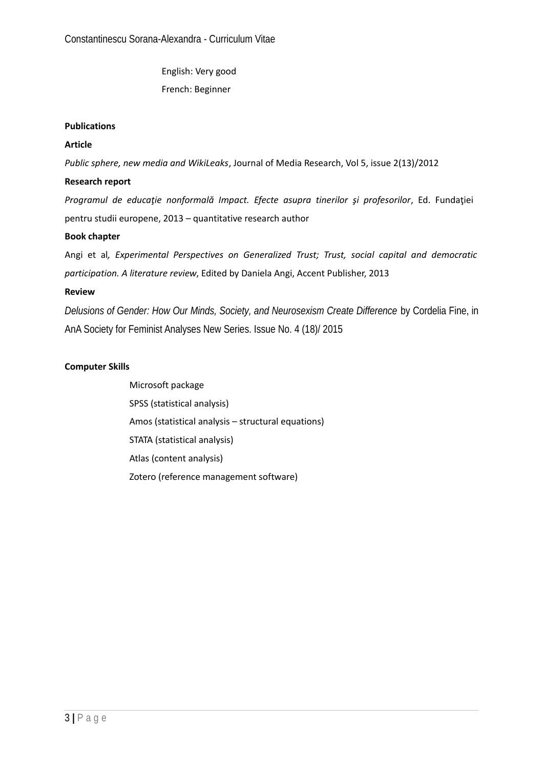English: Very good

French: Beginner

**Publications**

**Article**

*Public sphere, new media and WikiLeaks*, Journal of Media Research, Vol 5, issue 2(13)/2012

**Research report**

*Programul de educaţie nonformală Impact. Efecte asupra tinerilor şi profesorilor*, Ed. Fundaţiei pentru studii europene, 2013 – quantitative research author

**Book chapter**

Angi et al*, Experimental Perspectives on Generalized Trust; Trust, social capital and democratic participation. A literature review*, Edited by Daniela Angi, Accent Publisher, 2013

**Review**

*Delusions of Gender: How Our Minds, Society, and Neurosexism Create Difference* by Cordelia Fine, in AnA Society for Feminist Analyses New Series. Issue No. 4 (18)/ 2015

**Computer Skills**

Microsoft package

SPSS (statistical analysis)

Amos (statistical analysis – structural equations)

STATA (statistical analysis)

Atlas (content analysis)

Zotero (reference management software)